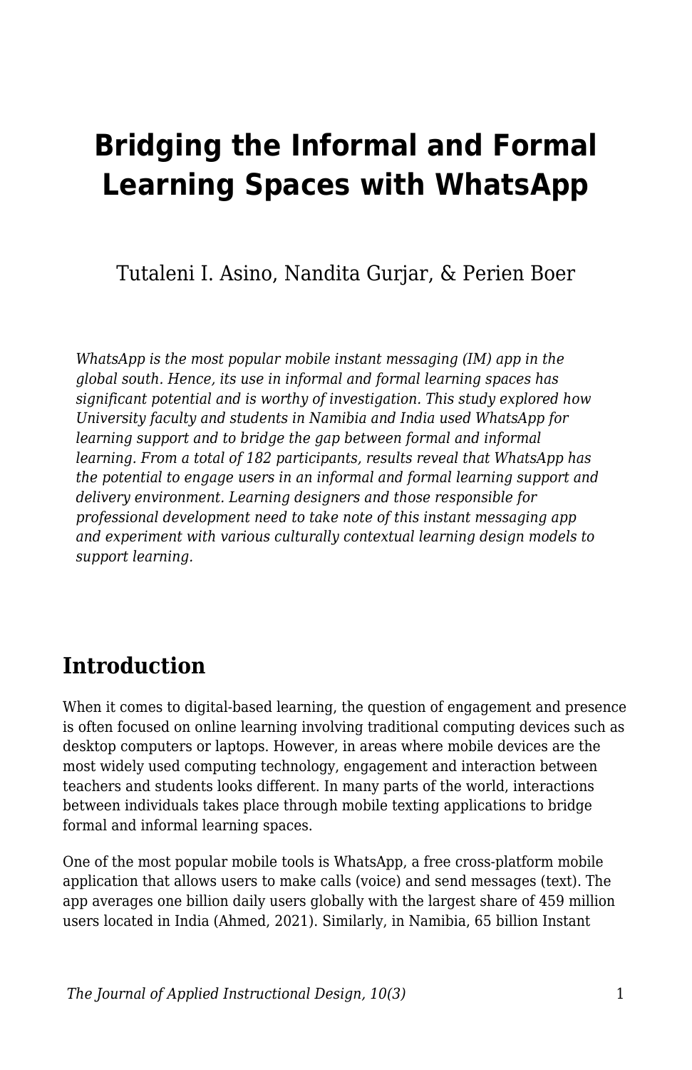# Bridging the Informal and Formal Learning Spaces with WhatsApp

Tutaleni I. Asino, Nandita Gurjar, & Perien Boer

*WhatsApp is the most popular mobile instant messaging (IM) app in the global south. Hence, its use in informal and formal learning spaces has significant potential and is worthy of investigation. This study explored how University faculty and students in Namibia and India used WhatsApp for learning support and to bridge the gap between formal and informal learning. From a total of 182 participants, results reveal that WhatsApp has the potential to engage users in an informal and formal learning support and delivery environment. Learning designers and those responsible for professional development need to take note of this instant messaging app and experiment with various culturally contextual learning design models to support learning.*

## Introduction

When it comes to digital-based learning, the question of engagement and presence is often focused on online learning involving traditional computing devices such as desktop computers or laptops. However, in areas where mobile devices are the most widely used computing technology, engagement and interaction between teachers and students looks different. In many parts of the world, interactions between individuals takes place through mobile texting applications to bridge formal and informal learning spaces.

One of the most popular mobile tools is WhatsApp, a free cross-platform mobile application that allows users to make calls (voice) and send messages (text). The app averages one billion daily users globally with the largest share of 459 million users located in India (Ahmed, 2021). Similarly, in Namibia, 65 billion Instant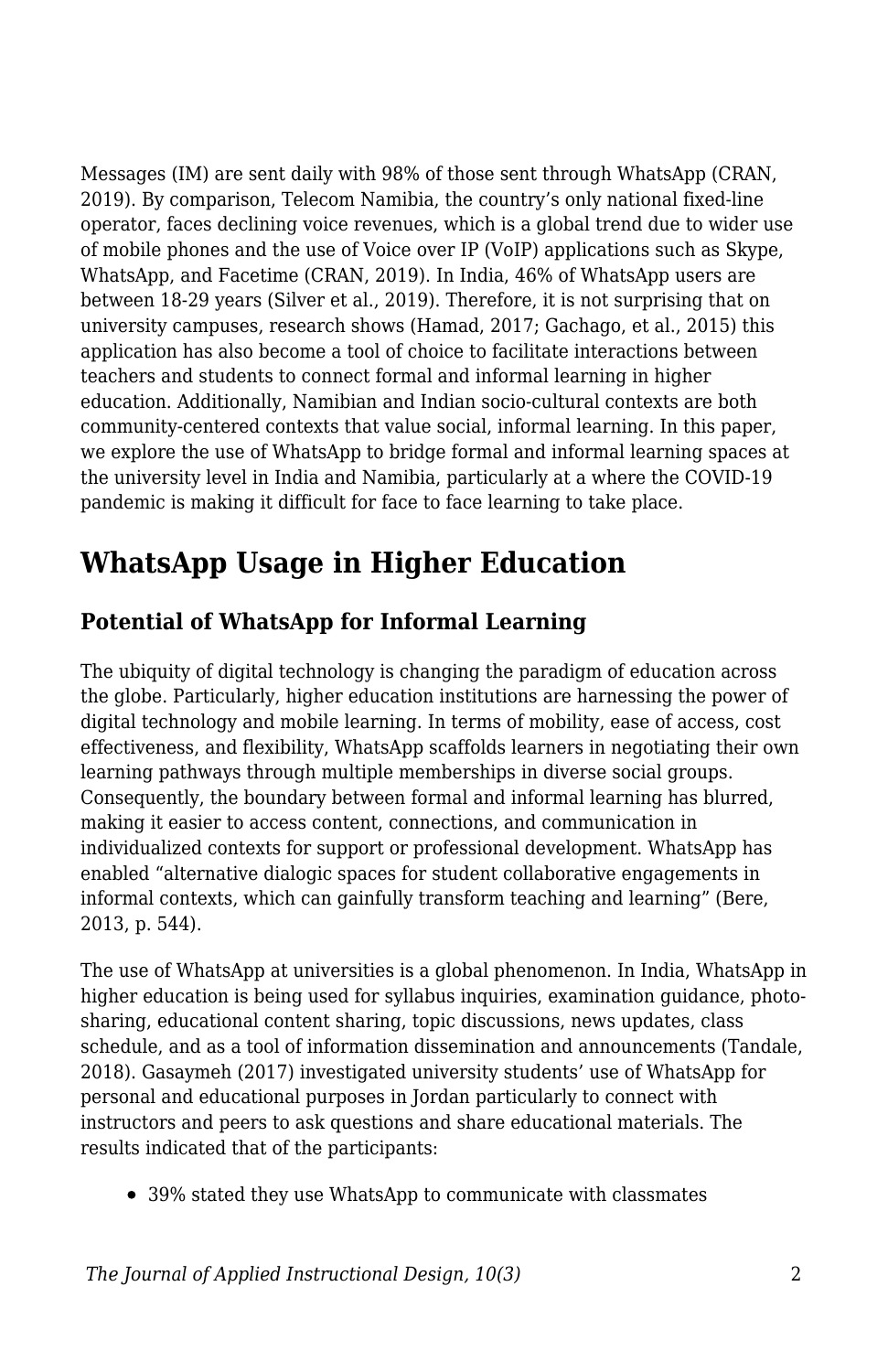Messages (IM) are sent daily with 98% of those sent through WhatsApp (CRAN, 2019). By comparison, Telecom Namibia, the country's only national fixed-line operator, faces declining voice revenues, which is a global trend due to wider use of mobile phones and the use of Voice over IP (VoIP) applications such as Skype, WhatsApp, and Facetime (CRAN, 2019). In India, 46% of WhatsApp users are between 18-29 years (Silver et al., 2019). Therefore, it is not surprising that on university campuses, research shows (Hamad, 2017; Gachago, et al., 2015) this application has also become a tool of choice to facilitate interactions between teachers and students to connect formal and informal learning in higher education. Additionally, Namibian and Indian socio-cultural contexts are both community-centered contexts that value social, informal learning. In this paper, we explore the use of WhatsApp to bridge formal and informal learning spaces at the university level in India and Namibia, particularly at a where the COVID-19 pandemic is making it difficult for face to face learning to take place.

## WhatsApp Usage in Higher Education

### Potential of WhatsApp for Informal Learning

The ubiquity of digital technology is changing the paradigm of education across the globe. Particularly, higher education institutions are harnessing the power of digital technology and mobile learning. In terms of mobility, ease of access, cost effectiveness, and flexibility, WhatsApp scaffolds learners in negotiating their own learning pathways through multiple memberships in diverse social groups. Consequently, the boundary between formal and informal learning has blurred, making it easier to access content, connections, and communication in individualized contexts for support or professional development. WhatsApp has enabled "alternative dialogic spaces for student collaborative engagements in informal contexts, which can gainfully transform teaching and learning" (Bere, 2013, p. 544).

The use of WhatsApp at universities is a global phenomenon. In India, WhatsApp in higher education is being used for syllabus inquiries, examination guidance, photo-sharing, educational content sharing, topic discussions, news updates, class schedule, and as a tool of information dissemination and announcements (Tandale, 2018). Gasaymeh (2017) investigated university students' use of WhatsApp for personal and educational purposes in Jordan particularly to connect with instructors and peers to ask questions and share educational materials. The results indicated that of the participants:

- 39% stated they use WhatsApp to communicate with classmates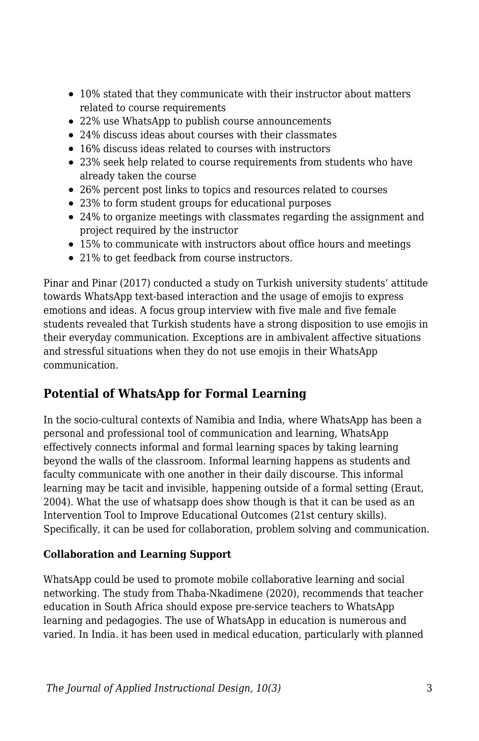- 10% stated that they communicate with their instructor about matters related to course requirements
- 22% use WhatsApp to publish course announcements
- 24% discuss ideas about courses with their classmates
- 16% discuss ideas related to courses with instructors
- 23% seek help related to course requirements from students who have already taken the course
- 26% percent post links to topics and resources related to courses
- 23% to form student groups for educational purposes
- 24% to organize meetings with classmates regarding the assignment and project required by the instructor
- 15% to communicate with instructors about office hours and meetings
- 21% to get feedback from course instructors.

Pinar and Pinar (2017) conducted a study on Turkish university students' attitude towards WhatsApp text-based interaction and the usage of emojis to express emotions and ideas. A focus group interview with five male and five female students revealed that Turkish students have a strong disposition to use emojis in their everyday communication. Exceptions are in ambivalent affective situations and stressful situations when they do not use emojis in their WhatsApp communication.

## Potential of WhatsApp for Formal Learning

In the socio-cultural contexts of Namibia and India, where WhatsApp has been a personal and professional tool of communication and learning, WhatsApp effectively connects informal and formal learning spaces by taking learning beyond the walls of the classroom. Informal learning happens as students and faculty communicate with one another in their daily discourse. This informal learning may be tacit and invisible, happening outside of a formal setting (Eraut, 2004). What the use of whatsapp does show though is that it can be used as an Intervention Tool to Improve Educational Outcomes (21st century skills). Specifically, it can be used for collaboration, problem solving and communication.

**Collaboration and Learning Support**

WhatsApp could be used to promote mobile collaborative learning and social networking. The study from Thaba-Nkadimene (2020), recommends that teacher education in South Africa should expose pre-service teachers to WhatsApp learning and pedagogies. The use of WhatsApp in education is numerous and varied. In India. it has been used in medical education, particularly with planned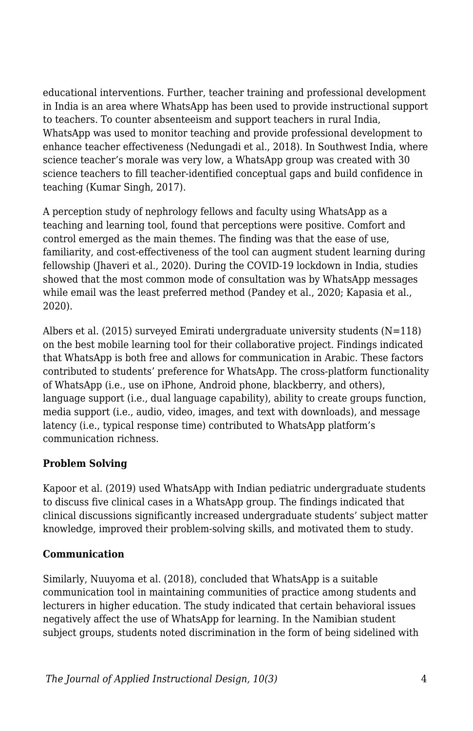educational interventions. Further, teacher training and professional development in India is an area where WhatsApp has been used to provide instructional support to teachers. To counter absenteeism and support teachers in rural India, WhatsApp was used to monitor teaching and provide professional development to enhance teacher effectiveness (Nedungadi et al., 2018). In Southwest India, where science teacher's morale was very low, a WhatsApp group was created with 30 science teachers to fill teacher-identified conceptual gaps and build confidence in teaching (Kumar Singh, 2017).

A perception study of nephrology fellows and faculty using WhatsApp as a teaching and learning tool, found that perceptions were positive. Comfort and control emerged as the main themes. The finding was that the ease of use, familiarity, and cost-effectiveness of the tool can augment student learning during fellowship (Jhaveri et al., 2020). During the COVID-19 lockdown in India, studies showed that the most common mode of consultation was by WhatsApp messages while email was the least preferred method (Pandey et al., 2020; Kapasia et al., 2020).

Albers et al. (2015) surveyed Emirati undergraduate university students (N=118) on the best mobile learning tool for their collaborative project. Findings indicated that WhatsApp is both free and allows for communication in Arabic. These factors contributed to students' preference for WhatsApp. The cross-platform functionality of WhatsApp (i.e., use on iPhone, Android phone, blackberry, and others), language support (i.e., dual language capability), ability to create groups function, media support (i.e., audio, video, images, and text with downloads), and message latency (i.e., typical response time) contributed to WhatsApp platform's communication richness.

**Problem Solving**

Kapoor et al. (2019) used WhatsApp with Indian pediatric undergraduate students to discuss five clinical cases in a WhatsApp group. The findings indicated that clinical discussions significantly increased undergraduate students' subject matter knowledge, improved their problem-solving skills, and motivated them to study.

**Communication**

Similarly, Nuuyoma et al. (2018), concluded that WhatsApp is a suitable communication tool in maintaining communities of practice among students and lecturers in higher education. The study indicated that certain behavioral issues negatively affect the use of WhatsApp for learning. In the Namibian student subject groups, students noted discrimination in the form of being sidelined with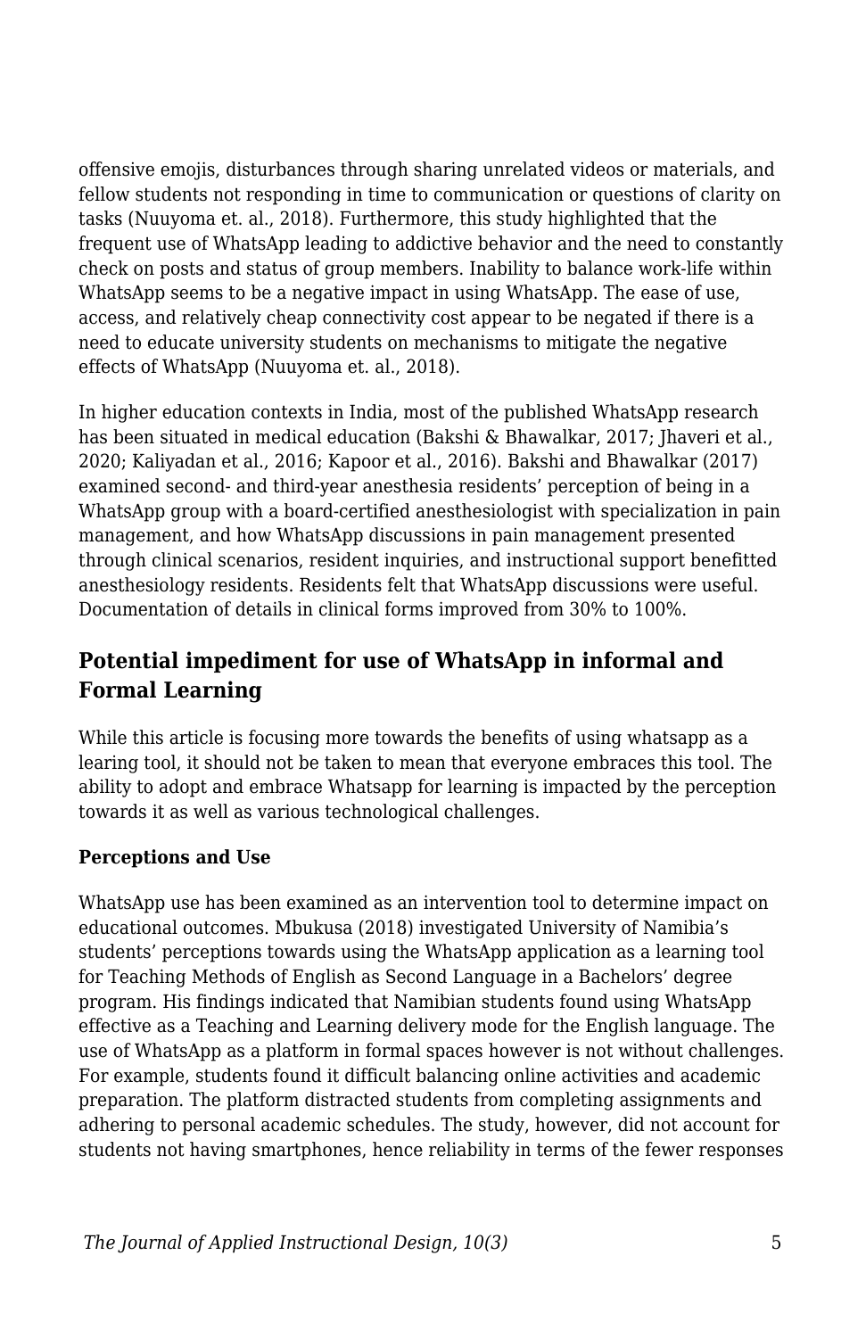offensive emojis, disturbances through sharing unrelated videos or materials, and fellow students not responding in time to communication or questions of clarity on tasks (Nuuyoma et. al., 2018). Furthermore, this study highlighted that the frequent use of WhatsApp leading to addictive behavior and the need to constantly check on posts and status of group members. Inability to balance work-life within WhatsApp seems to be a negative impact in using WhatsApp. The ease of use, access, and relatively cheap connectivity cost appear to be negated if there is a need to educate university students on mechanisms to mitigate the negative effects of WhatsApp (Nuuyoma et. al., 2018).

In higher education contexts in India, most of the published WhatsApp research has been situated in medical education (Bakshi & Bhawalkar, 2017; Jhaveri et al., 2020; Kaliyadan et al., 2016; Kapoor et al., 2016). Bakshi and Bhawalkar (2017) examined second- and third-year anesthesia residents' perception of being in a WhatsApp group with a board-certified anesthesiologist with specialization in pain management, and how WhatsApp discussions in pain management presented through clinical scenarios, resident inquiries, and instructional support benefitted anesthesiology residents. Residents felt that WhatsApp discussions were useful. Documentation of details in clinical forms improved from 30% to 100%.

## Potential impediment for use of WhatsApp in informal and Formal Learning

While this article is focusing more towards the benefits of using whatsapp as a learing tool, it should not be taken to mean that everyone embraces this tool. The ability to adopt and embrace Whatsapp for learning is impacted by the perception towards it as well as various technological challenges.

**Perceptions and Use**

WhatsApp use has been examined as an intervention tool to determine impact on educational outcomes. Mbukusa (2018) investigated University of Namibia's students' perceptions towards using the WhatsApp application as a learning tool for Teaching Methods of English as Second Language in a Bachelors' degree program. His findings indicated that Namibian students found using WhatsApp effective as a Teaching and Learning delivery mode for the English language. The use of WhatsApp as a platform in formal spaces however is not without challenges. For example, students found it difficult balancing online activities and academic preparation. The platform distracted students from completing assignments and adhering to personal academic schedules. The study, however, did not account for students not having smartphones, hence reliability in terms of the fewer responses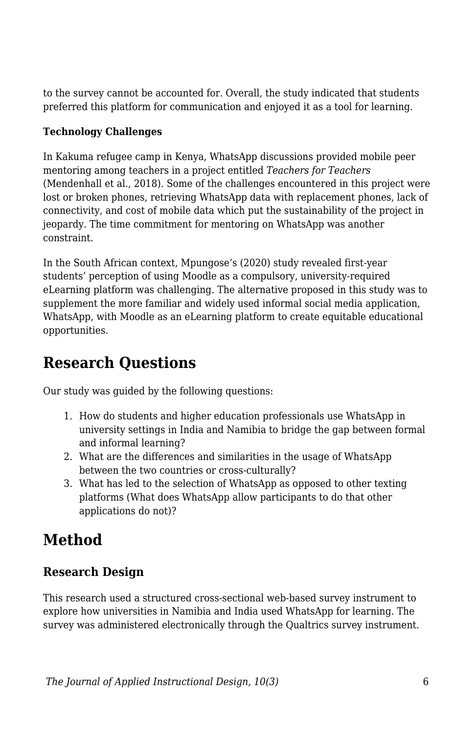to the survey cannot be accounted for. Overall, the study indicated that students preferred this platform for communication and enjoyed it as a tool for learning.

### Technology Challenges

In Kakuma refugee camp in Kenya, WhatsApp discussions provided mobile peer mentoring among teachers in a project entitled *Teachers for Teachers* (Mendenhall et al., 2018). Some of the challenges encountered in this project were lost or broken phones, retrieving WhatsApp data with replacement phones, lack of connectivity, and cost of mobile data which put the sustainability of the project in jeopardy. The time commitment for mentoring on WhatsApp was another constraint.

In the South African context, Mpungose's (2020) study revealed first-year students' perception of using Moodle as a compulsory, university-required eLearning platform was challenging. The alternative proposed in this study was to supplement the more familiar and widely used informal social media application, WhatsApp, with Moodle as an eLearning platform to create equitable educational opportunities.

## Research Questions

Our study was guided by the following questions:

1. How do students and higher education professionals use WhatsApp in university settings in India and Namibia to bridge the gap between formal and informal learning?
2. What are the differences and similarities in the usage of WhatsApp between the two countries or cross-culturally?
3. What has led to the selection of WhatsApp as opposed to other texting platforms (What does WhatsApp allow participants to do that other applications do not)?

## Method

### Research Design

This research used a structured cross-sectional web-based survey instrument to explore how universities in Namibia and India used WhatsApp for learning. The survey was administered electronically through the Qualtrics survey instrument.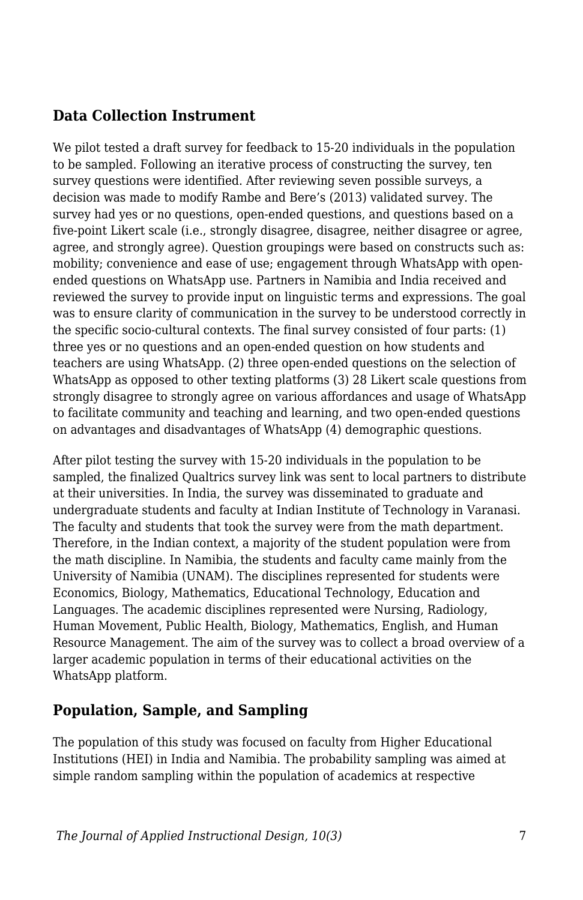## Data Collection Instrument

We pilot tested a draft survey for feedback to 15-20 individuals in the population to be sampled. Following an iterative process of constructing the survey, ten survey questions were identified. After reviewing seven possible surveys, a decision was made to modify Rambe and Bere's (2013) validated survey. The survey had yes or no questions, open-ended questions, and questions based on a five-point Likert scale (i.e., strongly disagree, disagree, neither disagree or agree, agree, and strongly agree). Question groupings were based on constructs such as: mobility; convenience and ease of use; engagement through WhatsApp with open-ended questions on WhatsApp use. Partners in Namibia and India received and reviewed the survey to provide input on linguistic terms and expressions. The goal was to ensure clarity of communication in the survey to be understood correctly in the specific socio-cultural contexts. The final survey consisted of four parts: (1) three yes or no questions and an open-ended question on how students and teachers are using WhatsApp. (2) three open-ended questions on the selection of WhatsApp as opposed to other texting platforms (3) 28 Likert scale questions from strongly disagree to strongly agree on various affordances and usage of WhatsApp to facilitate community and teaching and learning, and two open-ended questions on advantages and disadvantages of WhatsApp (4) demographic questions.

After pilot testing the survey with 15-20 individuals in the population to be sampled, the finalized Qualtrics survey link was sent to local partners to distribute at their universities. In India, the survey was disseminated to graduate and undergraduate students and faculty at Indian Institute of Technology in Varanasi. The faculty and students that took the survey were from the math department. Therefore, in the Indian context, a majority of the student population were from the math discipline. In Namibia, the students and faculty came mainly from the University of Namibia (UNAM). The disciplines represented for students were Economics, Biology, Mathematics, Educational Technology, Education and Languages. The academic disciplines represented were Nursing, Radiology, Human Movement, Public Health, Biology, Mathematics, English, and Human Resource Management. The aim of the survey was to collect a broad overview of a larger academic population in terms of their educational activities on the WhatsApp platform.

## Population, Sample, and Sampling

The population of this study was focused on faculty from Higher Educational Institutions (HEI) in India and Namibia. The probability sampling was aimed at simple random sampling within the population of academics at respective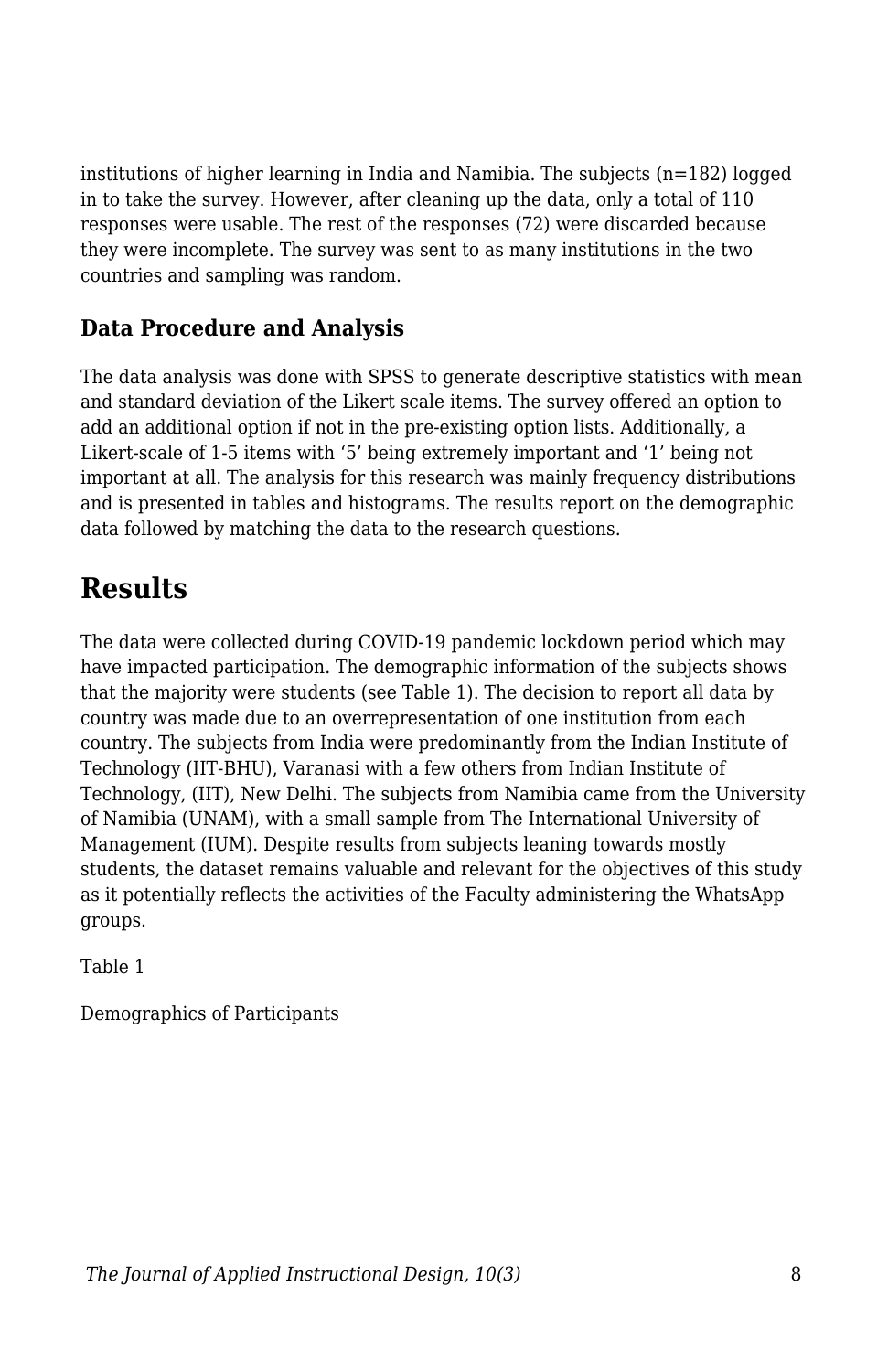institutions of higher learning in India and Namibia. The subjects (n=182) logged in to take the survey. However, after cleaning up the data, only a total of 110 responses were usable. The rest of the responses (72) were discarded because they were incomplete. The survey was sent to as many institutions in the two countries and sampling was random.

### Data Procedure and Analysis

The data analysis was done with SPSS to generate descriptive statistics with mean and standard deviation of the Likert scale items. The survey offered an option to add an additional option if not in the pre-existing option lists. Additionally, a Likert-scale of 1-5 items with '5' being extremely important and '1' being not important at all. The analysis for this research was mainly frequency distributions and is presented in tables and histograms. The results report on the demographic data followed by matching the data to the research questions.

## Results

The data were collected during COVID-19 pandemic lockdown period which may have impacted participation. The demographic information of the subjects shows that the majority were students (see Table 1). The decision to report all data by country was made due to an overrepresentation of one institution from each country. The subjects from India were predominantly from the Indian Institute of Technology (IIT-BHU), Varanasi with a few others from Indian Institute of Technology, (IIT), New Delhi. The subjects from Namibia came from the University of Namibia (UNAM), with a small sample from The International University of Management (IUM). Despite results from subjects leaning towards mostly students, the dataset remains valuable and relevant for the objectives of this study as it potentially reflects the activities of the Faculty administering the WhatsApp groups.

Table 1

Demographics of Participants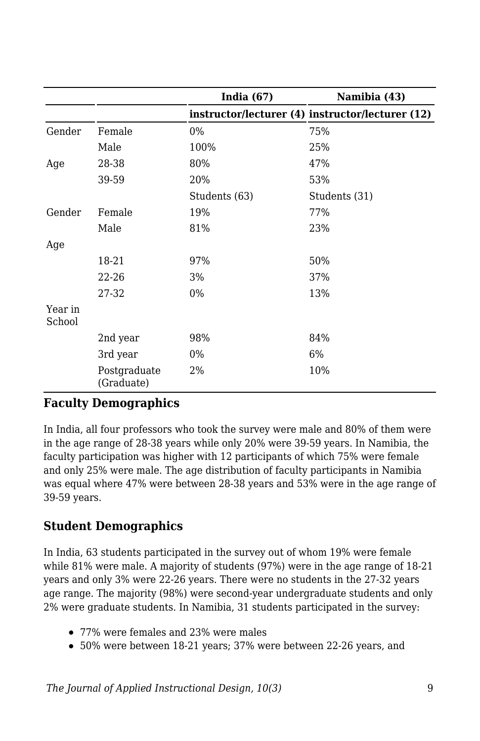| | | India (67) | Namibia (43) |
|---|---|---|---|
| | | instructor/lecturer (4) | instructor/lecturer (12) |
| Gender | Female | 0% | 75% |
| | Male | 100% | 25% |
| Age | 28-38 | 80% | 47% |
| | 39-59 | 20% | 53% |
| | | Students (63) | Students (31) |
| Gender | Female | 19% | 77% |
| | Male | 81% | 23% |
| Age | | | |
| | 18-21 | 97% | 50% |
| | 22-26 | 3% | 37% |
| | 27-32 | 0% | 13% |
| Year in School | | | |
| | 2nd year | 98% | 84% |
| | 3rd year | 0% | 6% |
| | Postgraduate (Graduate) | 2% | 10% |

### Faculty Demographics

In India, all four professors who took the survey were male and 80% of them were in the age range of 28-38 years while only 20% were 39-59 years. In Namibia, the faculty participation was higher with 12 participants of which 75% were female and only 25% were male. The age distribution of faculty participants in Namibia was equal where 47% were between 28-38 years and 53% were in the age range of 39-59 years.

### Student Demographics

In India, 63 students participated in the survey out of whom 19% were female while 81% were male. A majority of students (97%) were in the age range of 18-21 years and only 3% were 22-26 years. There were no students in the 27-32 years age range. The majority (98%) were second-year undergraduate students and only 2% were graduate students. In Namibia, 31 students participated in the survey:

- 77% were females and 23% were males
- 50% were between 18-21 years; 37% were between 22-26 years, and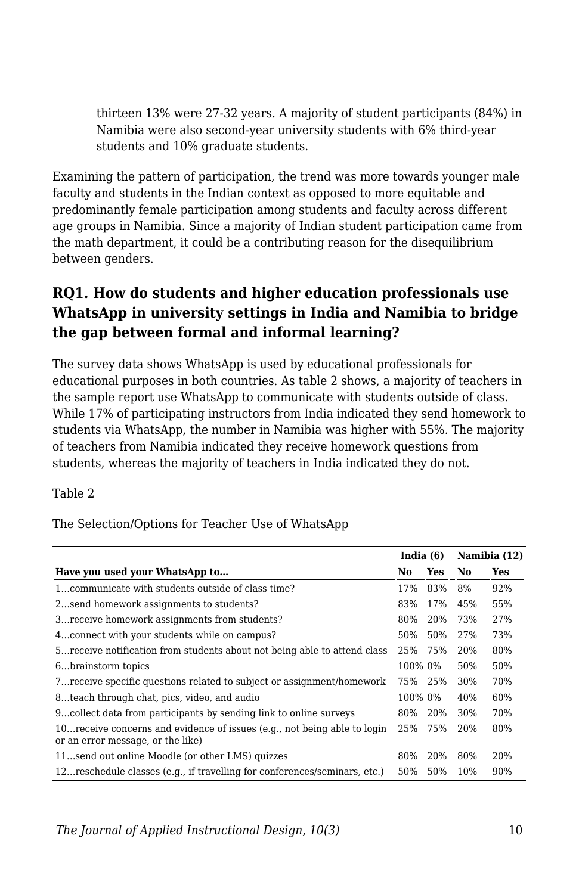thirteen 13% were 27-32 years. A majority of student participants (84%) in Namibia were also second-year university students with 6% third-year students and 10% graduate students.

Examining the pattern of participation, the trend was more towards younger male faculty and students in the Indian context as opposed to more equitable and predominantly female participation among students and faculty across different age groups in Namibia. Since a majority of Indian student participation came from the math department, it could be a contributing reason for the disequilibrium between genders.

## RQ1. How do students and higher education professionals use WhatsApp in university settings in India and Namibia to bridge the gap between formal and informal learning?

The survey data shows WhatsApp is used by educational professionals for educational purposes in both countries. As table 2 shows, a majority of teachers in the sample report use WhatsApp to communicate with students outside of class. While 17% of participating instructors from India indicated they send homework to students via WhatsApp, the number in Namibia was higher with 55%. The majority of teachers from Namibia indicated they receive homework questions from students, whereas the majority of teachers in India indicated they do not.

Table 2

The Selection/Options for Teacher Use of WhatsApp

| | India (6) | | Namibia (12) | |
|---|---|---|---|---|
| **Have you used your WhatsApp to…** | **No** | **Yes** | **No** | **Yes** |
| 1…communicate with students outside of class time? | 17% | 83% | 8% | 92% |
| 2…send homework assignments to students? | 83% | 17% | 45% | 55% |
| 3…receive homework assignments from students? | 80% | 20% | 73% | 27% |
| 4…connect with your students while on campus? | 50% | 50% | 27% | 73% |
| 5…receive notification from students about not being able to attend class | 25% | 75% | 20% | 80% |
| 6…brainstorm topics | 100% | 0% | 50% | 50% |
| 7…receive specific questions related to subject or assignment/homework | 75% | 25% | 30% | 70% |
| 8…teach through chat, pics, video, and audio | 100% | 0% | 40% | 60% |
| 9…collect data from participants by sending link to online surveys | 80% | 20% | 30% | 70% |
| 10…receive concerns and evidence of issues (e.g., not being able to login or an error message, or the like) | 25% | 75% | 20% | 80% |
| 11…send out online Moodle (or other LMS) quizzes | 80% | 20% | 80% | 20% |
| 12…reschedule classes (e.g., if travelling for conferences/seminars, etc.) | 50% | 50% | 10% | 90% |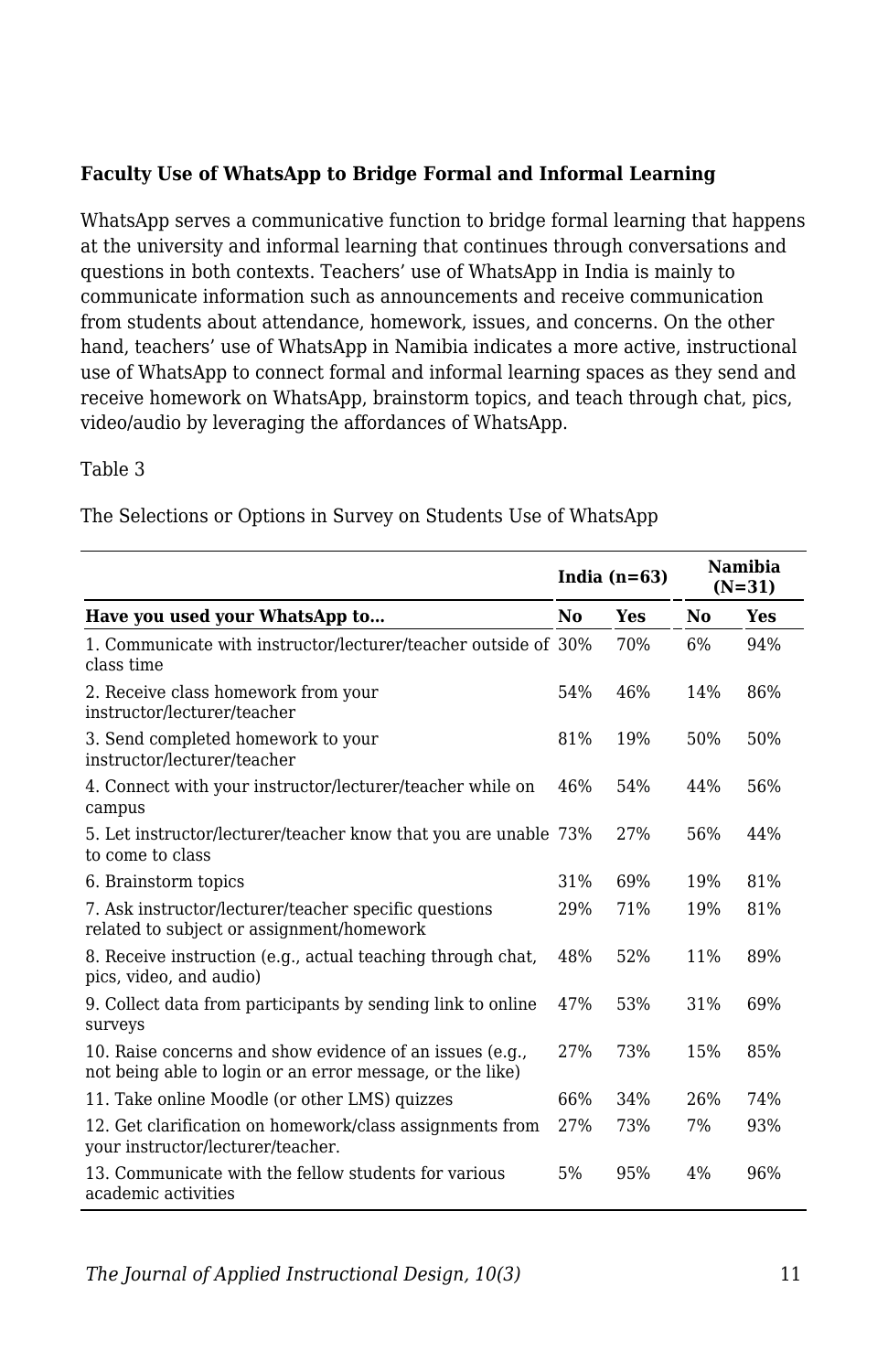**Faculty Use of WhatsApp to Bridge Formal and Informal Learning**

WhatsApp serves a communicative function to bridge formal learning that happens at the university and informal learning that continues through conversations and questions in both contexts. Teachers' use of WhatsApp in India is mainly to communicate information such as announcements and receive communication from students about attendance, homework, issues, and concerns. On the other hand, teachers' use of WhatsApp in Namibia indicates a more active, instructional use of WhatsApp to connect formal and informal learning spaces as they send and receive homework on WhatsApp, brainstorm topics, and teach through chat, pics, video/audio by leveraging the affordances of WhatsApp.

Table 3

The Selections or Options in Survey on Students Use of WhatsApp

| | India (n=63) | | Namibia (N=31) | |
|---|---|---|---|---|
| **Have you used your WhatsApp to…** | **No** | **Yes** | **No** | **Yes** |
| 1. Communicate with instructor/lecturer/teacher outside of class time | 30% | 70% | 6% | 94% |
| 2. Receive class homework from your instructor/lecturer/teacher | 54% | 46% | 14% | 86% |
| 3. Send completed homework to your instructor/lecturer/teacher | 81% | 19% | 50% | 50% |
| 4. Connect with your instructor/lecturer/teacher while on campus | 46% | 54% | 44% | 56% |
| 5. Let instructor/lecturer/teacher know that you are unable to come to class | 73% | 27% | 56% | 44% |
| 6. Brainstorm topics | 31% | 69% | 19% | 81% |
| 7. Ask instructor/lecturer/teacher specific questions related to subject or assignment/homework | 29% | 71% | 19% | 81% |
| 8. Receive instruction (e.g., actual teaching through chat, pics, video, and audio) | 48% | 52% | 11% | 89% |
| 9. Collect data from participants by sending link to online surveys | 47% | 53% | 31% | 69% |
| 10. Raise concerns and show evidence of an issues (e.g., not being able to login or an error message, or the like) | 27% | 73% | 15% | 85% |
| 11. Take online Moodle (or other LMS) quizzes | 66% | 34% | 26% | 74% |
| 12. Get clarification on homework/class assignments from your instructor/lecturer/teacher. | 27% | 73% | 7% | 93% |
| 13. Communicate with the fellow students for various academic activities | 5% | 95% | 4% | 96% |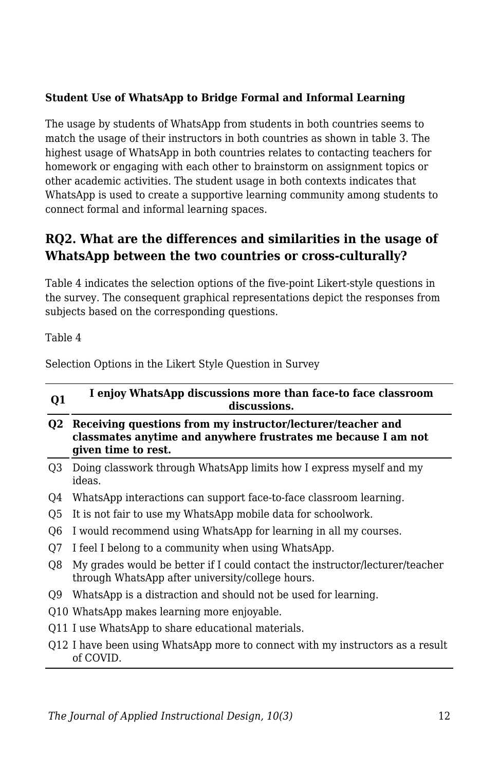**Student Use of WhatsApp to Bridge Formal and Informal Learning**

The usage by students of WhatsApp from students in both countries seems to match the usage of their instructors in both countries as shown in table 3. The highest usage of WhatsApp in both countries relates to contacting teachers for homework or engaging with each other to brainstorm on assignment topics or other academic activities. The student usage in both contexts indicates that WhatsApp is used to create a supportive learning community among students to connect formal and informal learning spaces.

## RQ2. What are the differences and similarities in the usage of WhatsApp between the two countries or cross-culturally?

Table 4 indicates the selection options of the five-point Likert-style questions in the survey. The consequent graphical representations depict the responses from subjects based on the corresponding questions.

Table 4

Selection Options in the Likert Style Question in Survey

| Q1 | I enjoy WhatsApp discussions more than face-to face classroom discussions. |
|---|---|
| **Q2** | **Receiving questions from my instructor/lecturer/teacher and classmates anytime and anywhere frustrates me because I am not given time to rest.** |
| Q3 | Doing classwork through WhatsApp limits how I express myself and my ideas. |
| Q4 | WhatsApp interactions can support face-to-face classroom learning. |
| Q5 | It is not fair to use my WhatsApp mobile data for schoolwork. |
| Q6 | I would recommend using WhatsApp for learning in all my courses. |
| Q7 | I feel I belong to a community when using WhatsApp. |
| Q8 | My grades would be better if I could contact the instructor/lecturer/teacher through WhatsApp after university/college hours. |
| Q9 | WhatsApp is a distraction and should not be used for learning. |
| Q10 | WhatsApp makes learning more enjoyable. |
| Q11 | I use WhatsApp to share educational materials. |
| Q12 | I have been using WhatsApp more to connect with my instructors as a result of COVID. |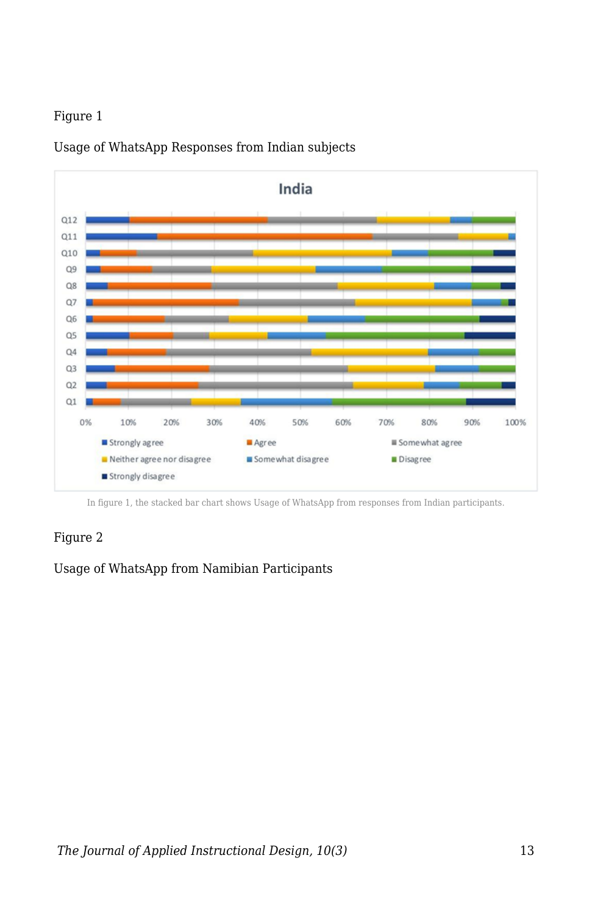Figure 1

Usage of WhatsApp Responses from Indian subjects

In figure 1, the stacked bar chart shows Usage of WhatsApp from responses from Indian participants.

Figure 2

Usage of WhatsApp from Namibian Participants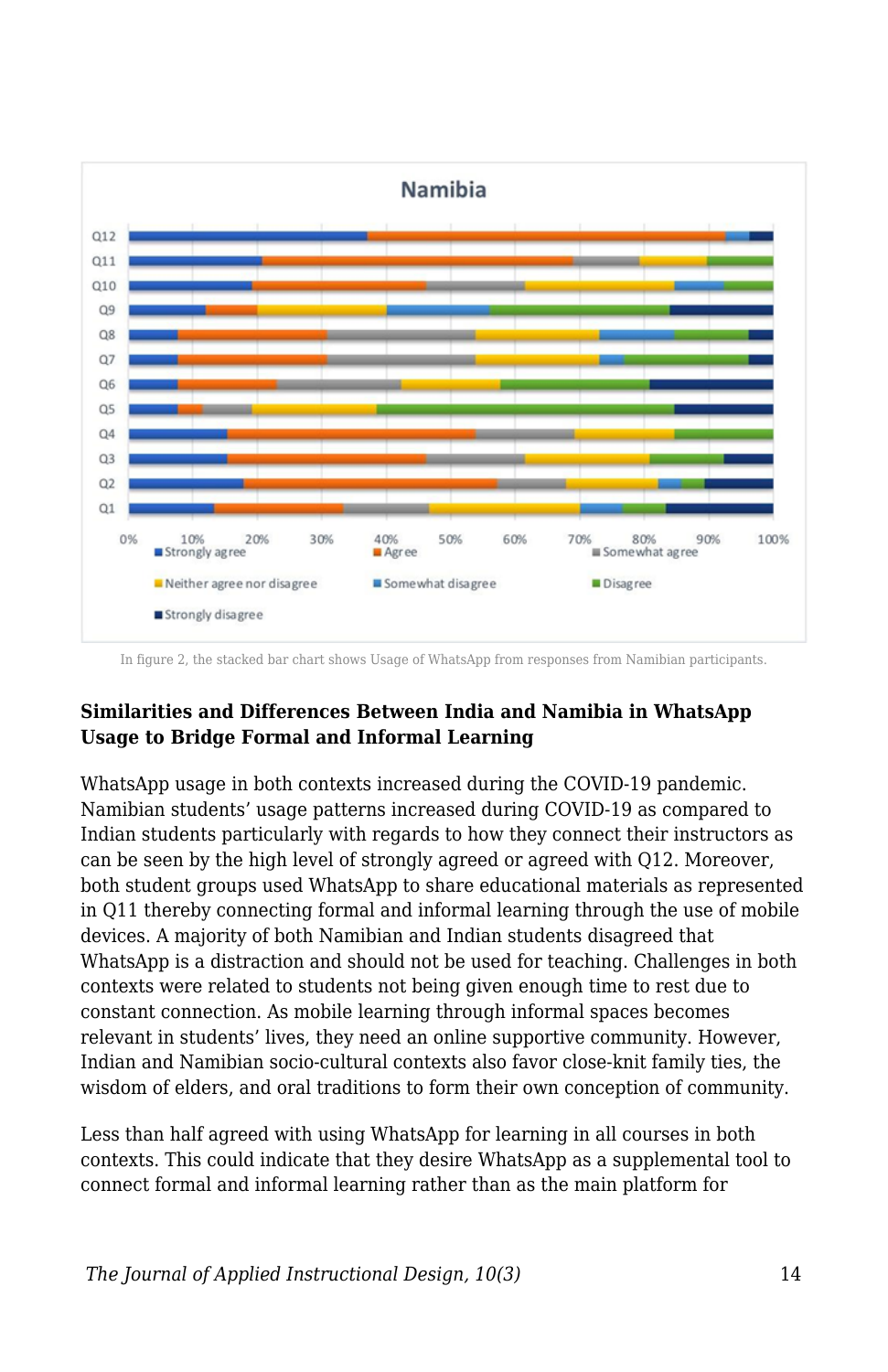In figure 2, the stacked bar chart shows Usage of WhatsApp from responses from Namibian participants.

### Similarities and Differences Between India and Namibia in WhatsApp Usage to Bridge Formal and Informal Learning

WhatsApp usage in both contexts increased during the COVID-19 pandemic. Namibian students' usage patterns increased during COVID-19 as compared to Indian students particularly with regards to how they connect their instructors as can be seen by the high level of strongly agreed or agreed with Q12. Moreover, both student groups used WhatsApp to share educational materials as represented in Q11 thereby connecting formal and informal learning through the use of mobile devices. A majority of both Namibian and Indian students disagreed that WhatsApp is a distraction and should not be used for teaching. Challenges in both contexts were related to students not being given enough time to rest due to constant connection. As mobile learning through informal spaces becomes relevant in students' lives, they need an online supportive community. However, Indian and Namibian socio-cultural contexts also favor close-knit family ties, the wisdom of elders, and oral traditions to form their own conception of community.

Less than half agreed with using WhatsApp for learning in all courses in both contexts. This could indicate that they desire WhatsApp as a supplemental tool to connect formal and informal learning rather than as the main platform for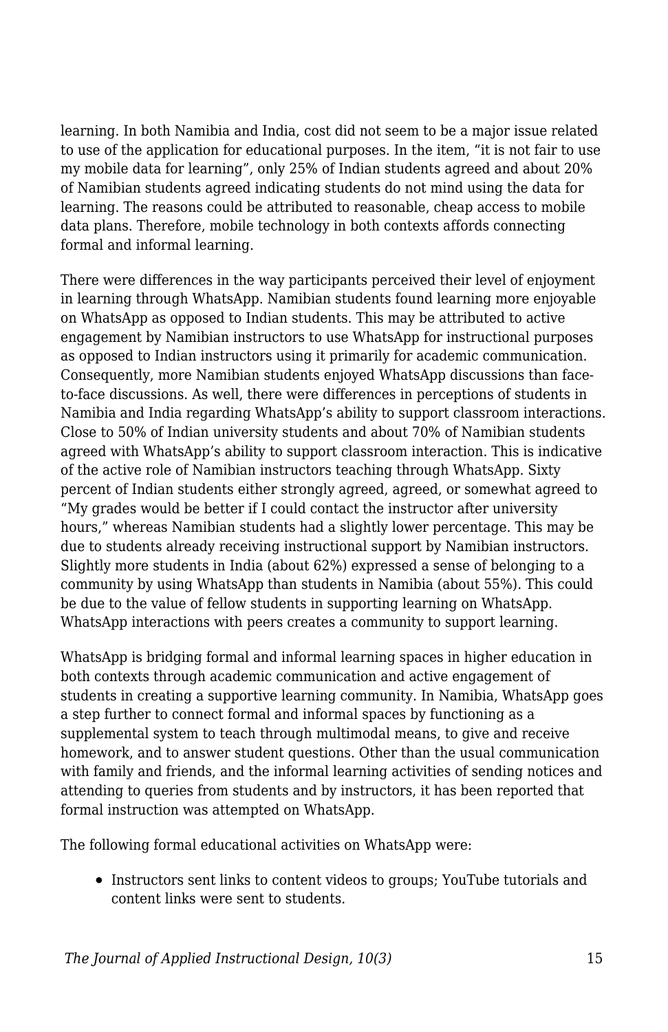learning. In both Namibia and India, cost did not seem to be a major issue related to use of the application for educational purposes. In the item, “it is not fair to use my mobile data for learning”, only 25% of Indian students agreed and about 20% of Namibian students agreed indicating students do not mind using the data for learning. The reasons could be attributed to reasonable, cheap access to mobile data plans. Therefore, mobile technology in both contexts affords connecting formal and informal learning.

There were differences in the way participants perceived their level of enjoyment in learning through WhatsApp. Namibian students found learning more enjoyable on WhatsApp as opposed to Indian students. This may be attributed to active engagement by Namibian instructors to use WhatsApp for instructional purposes as opposed to Indian instructors using it primarily for academic communication. Consequently, more Namibian students enjoyed WhatsApp discussions than face-to-face discussions. As well, there were differences in perceptions of students in Namibia and India regarding WhatsApp’s ability to support classroom interactions. Close to 50% of Indian university students and about 70% of Namibian students agreed with WhatsApp’s ability to support classroom interaction. This is indicative of the active role of Namibian instructors teaching through WhatsApp. Sixty percent of Indian students either strongly agreed, agreed, or somewhat agreed to “My grades would be better if I could contact the instructor after university hours,” whereas Namibian students had a slightly lower percentage. This may be due to students already receiving instructional support by Namibian instructors. Slightly more students in India (about 62%) expressed a sense of belonging to a community by using WhatsApp than students in Namibia (about 55%). This could be due to the value of fellow students in supporting learning on WhatsApp. WhatsApp interactions with peers creates a community to support learning.

WhatsApp is bridging formal and informal learning spaces in higher education in both contexts through academic communication and active engagement of students in creating a supportive learning community. In Namibia, WhatsApp goes a step further to connect formal and informal spaces by functioning as a supplemental system to teach through multimodal means, to give and receive homework, and to answer student questions. Other than the usual communication with family and friends, and the informal learning activities of sending notices and attending to queries from students and by instructors, it has been reported that formal instruction was attempted on WhatsApp.

The following formal educational activities on WhatsApp were:

- Instructors sent links to content videos to groups; YouTube tutorials and content links were sent to students.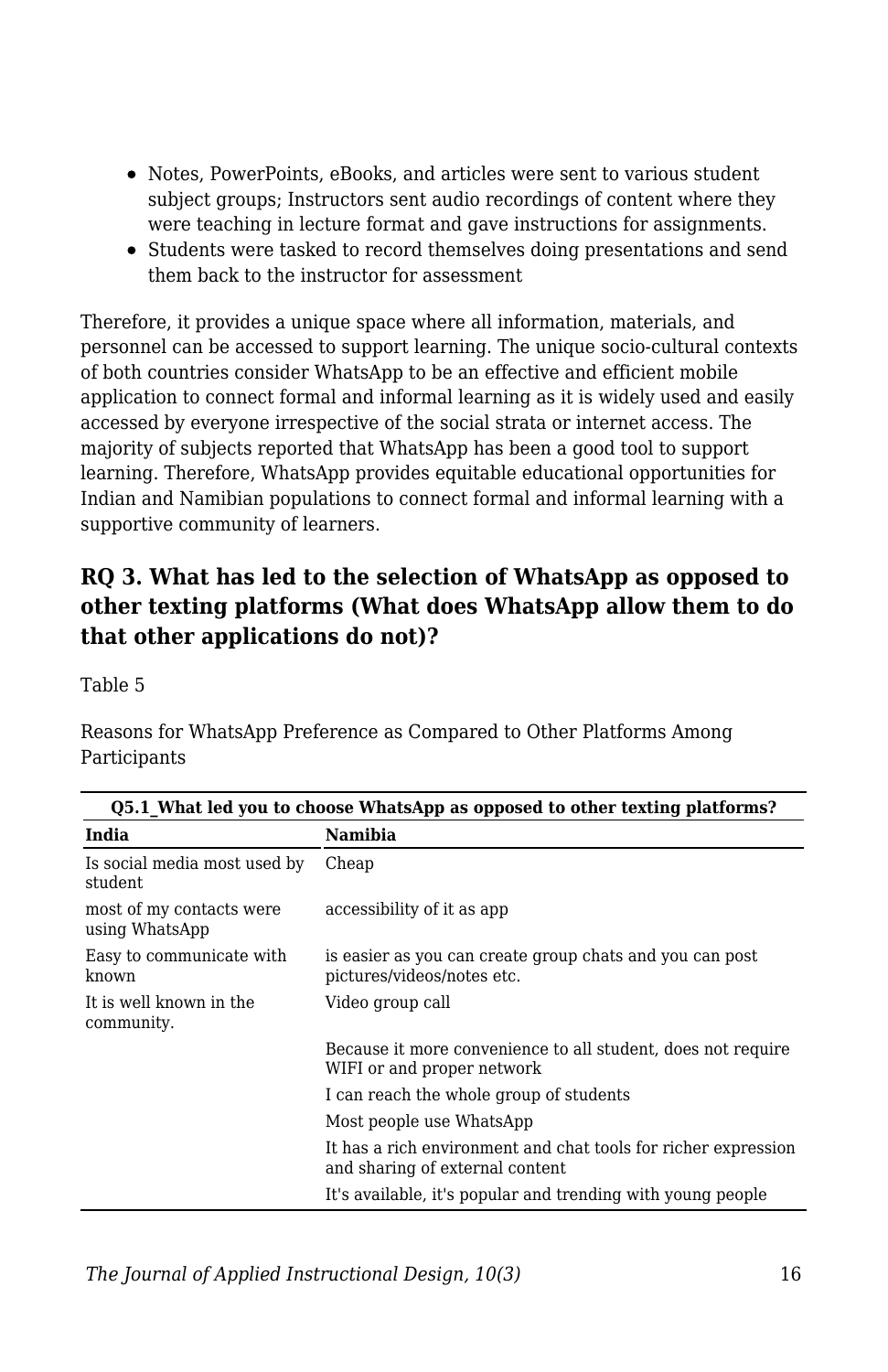- Notes, PowerPoints, eBooks, and articles were sent to various student subject groups; Instructors sent audio recordings of content where they were teaching in lecture format and gave instructions for assignments.
- Students were tasked to record themselves doing presentations and send them back to the instructor for assessment

Therefore, it provides a unique space where all information, materials, and personnel can be accessed to support learning. The unique socio-cultural contexts of both countries consider WhatsApp to be an effective and efficient mobile application to connect formal and informal learning as it is widely used and easily accessed by everyone irrespective of the social strata or internet access. The majority of subjects reported that WhatsApp has been a good tool to support learning. Therefore, WhatsApp provides equitable educational opportunities for Indian and Namibian populations to connect formal and informal learning with a supportive community of learners.

## RQ 3. What has led to the selection of WhatsApp as opposed to other texting platforms (What does WhatsApp allow them to do that other applications do not)?

Table 5

Reasons for WhatsApp Preference as Compared to Other Platforms Among Participants

| **Q5.1_What led you to choose WhatsApp as opposed to other texting platforms?** | |
|---|---|
| **India** | **Namibia** |
| Is social media most used by student | Cheap |
| most of my contacts were using WhatsApp | accessibility of it as app |
| Easy to communicate with known | is easier as you can create group chats and you can post pictures/videos/notes etc. |
| It is well known in the community. | Video group call |
| | Because it more convenience to all student, does not require WIFI or and proper network |
| | I can reach the whole group of students |
| | Most people use WhatsApp |
| | It has a rich environment and chat tools for richer expression and sharing of external content |
| | It's available, it's popular and trending with young people |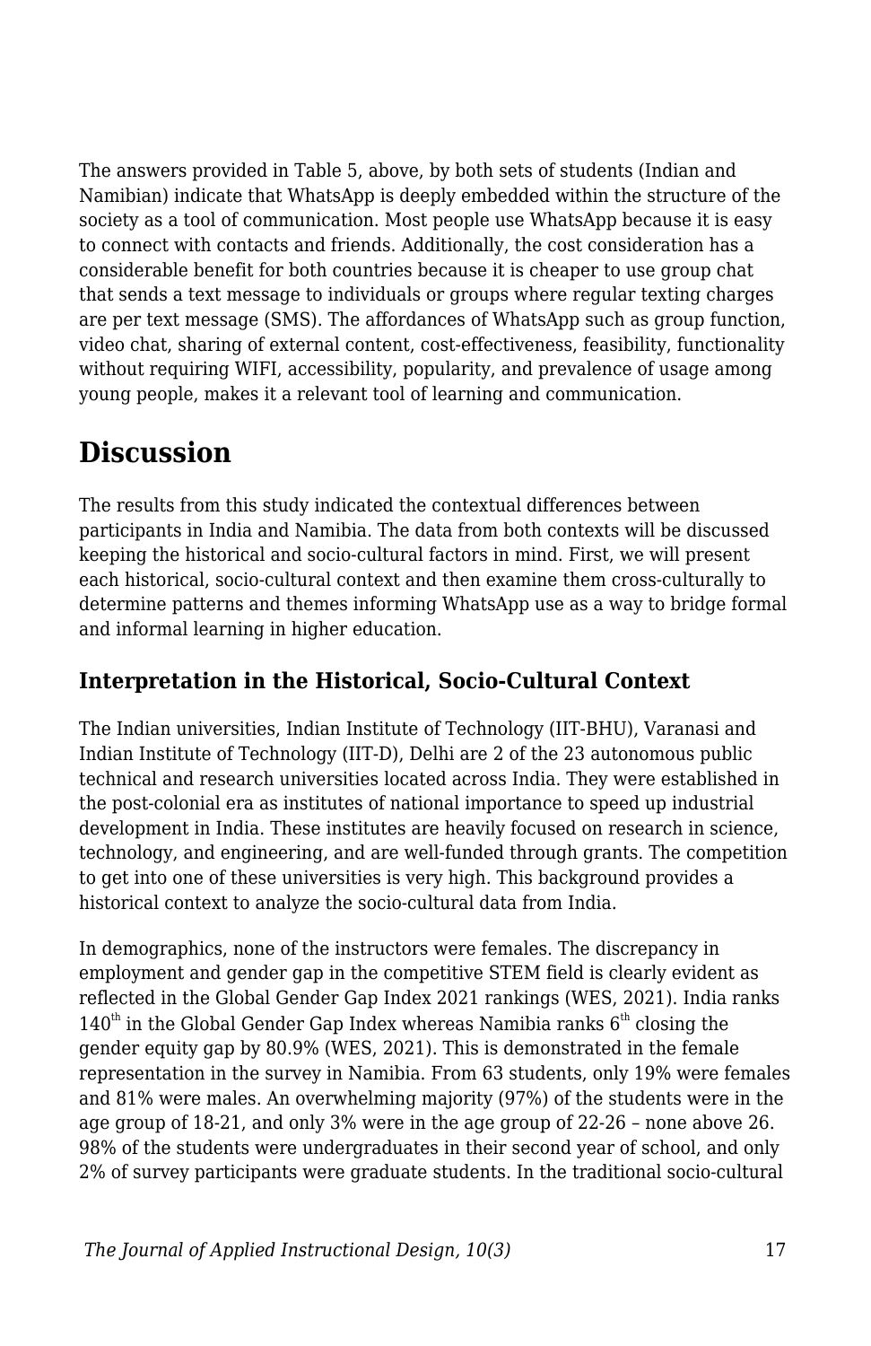The answers provided in Table 5, above, by both sets of students (Indian and Namibian) indicate that WhatsApp is deeply embedded within the structure of the society as a tool of communication. Most people use WhatsApp because it is easy to connect with contacts and friends. Additionally, the cost consideration has a considerable benefit for both countries because it is cheaper to use group chat that sends a text message to individuals or groups where regular texting charges are per text message (SMS). The affordances of WhatsApp such as group function, video chat, sharing of external content, cost-effectiveness, feasibility, functionality without requiring WIFI, accessibility, popularity, and prevalence of usage among young people, makes it a relevant tool of learning and communication.

## Discussion

The results from this study indicated the contextual differences between participants in India and Namibia. The data from both contexts will be discussed keeping the historical and socio-cultural factors in mind. First, we will present each historical, socio-cultural context and then examine them cross-culturally to determine patterns and themes informing WhatsApp use as a way to bridge formal and informal learning in higher education.

### Interpretation in the Historical, Socio-Cultural Context

The Indian universities, Indian Institute of Technology (IIT-BHU), Varanasi and Indian Institute of Technology (IIT-D), Delhi are 2 of the 23 autonomous public technical and research universities located across India. They were established in the post-colonial era as institutes of national importance to speed up industrial development in India. These institutes are heavily focused on research in science, technology, and engineering, and are well-funded through grants. The competition to get into one of these universities is very high. This background provides a historical context to analyze the socio-cultural data from India.

In demographics, none of the instructors were females. The discrepancy in employment and gender gap in the competitive STEM field is clearly evident as reflected in the Global Gender Gap Index 2021 rankings (WES, 2021). India ranks 140th in the Global Gender Gap Index whereas Namibia ranks 6th closing the gender equity gap by 80.9% (WES, 2021). This is demonstrated in the female representation in the survey in Namibia. From 63 students, only 19% were females and 81% were males. An overwhelming majority (97%) of the students were in the age group of 18-21, and only 3% were in the age group of 22-26 – none above 26. 98% of the students were undergraduates in their second year of school, and only 2% of survey participants were graduate students. In the traditional socio-cultural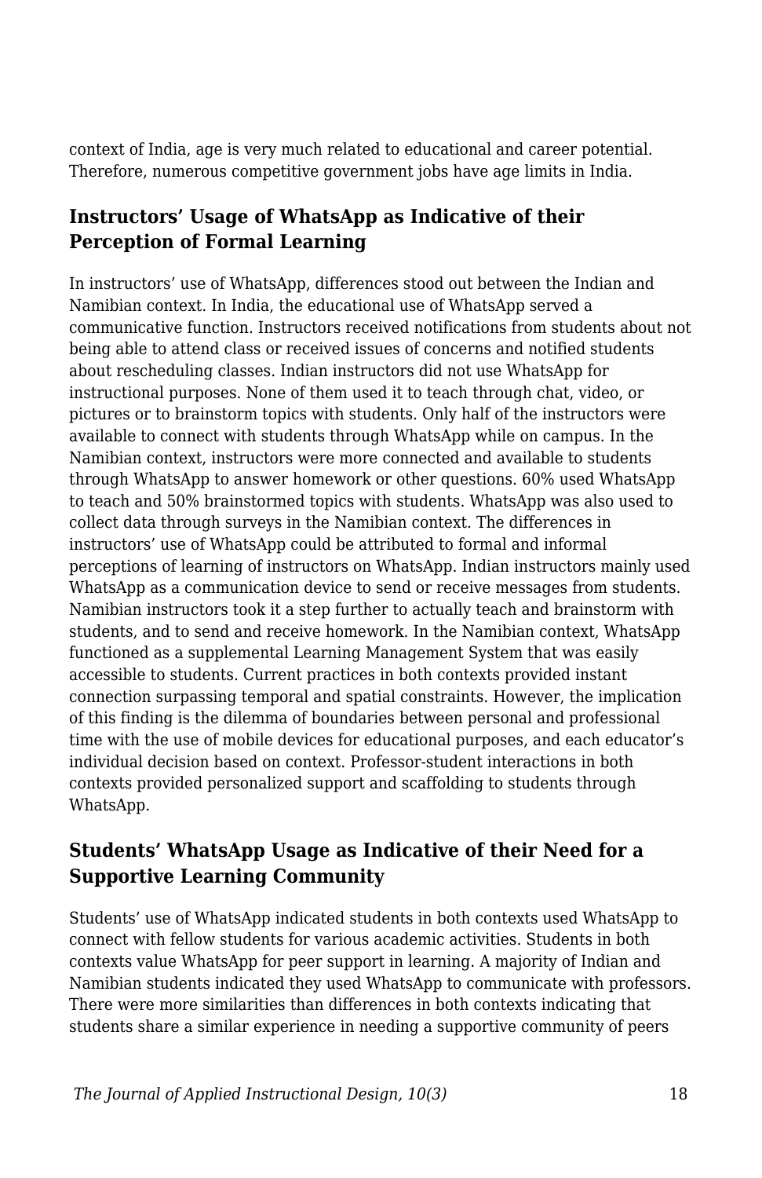context of India, age is very much related to educational and career potential. Therefore, numerous competitive government jobs have age limits in India.

### Instructors' Usage of WhatsApp as Indicative of their Perception of Formal Learning

In instructors' use of WhatsApp, differences stood out between the Indian and Namibian context. In India, the educational use of WhatsApp served a communicative function. Instructors received notifications from students about not being able to attend class or received issues of concerns and notified students about rescheduling classes. Indian instructors did not use WhatsApp for instructional purposes. None of them used it to teach through chat, video, or pictures or to brainstorm topics with students. Only half of the instructors were available to connect with students through WhatsApp while on campus. In the Namibian context, instructors were more connected and available to students through WhatsApp to answer homework or other questions. 60% used WhatsApp to teach and 50% brainstormed topics with students. WhatsApp was also used to collect data through surveys in the Namibian context. The differences in instructors' use of WhatsApp could be attributed to formal and informal perceptions of learning of instructors on WhatsApp. Indian instructors mainly used WhatsApp as a communication device to send or receive messages from students. Namibian instructors took it a step further to actually teach and brainstorm with students, and to send and receive homework. In the Namibian context, WhatsApp functioned as a supplemental Learning Management System that was easily accessible to students. Current practices in both contexts provided instant connection surpassing temporal and spatial constraints. However, the implication of this finding is the dilemma of boundaries between personal and professional time with the use of mobile devices for educational purposes, and each educator's individual decision based on context. Professor-student interactions in both contexts provided personalized support and scaffolding to students through WhatsApp.

### Students' WhatsApp Usage as Indicative of their Need for a Supportive Learning Community

Students' use of WhatsApp indicated students in both contexts used WhatsApp to connect with fellow students for various academic activities. Students in both contexts value WhatsApp for peer support in learning. A majority of Indian and Namibian students indicated they used WhatsApp to communicate with professors. There were more similarities than differences in both contexts indicating that students share a similar experience in needing a supportive community of peers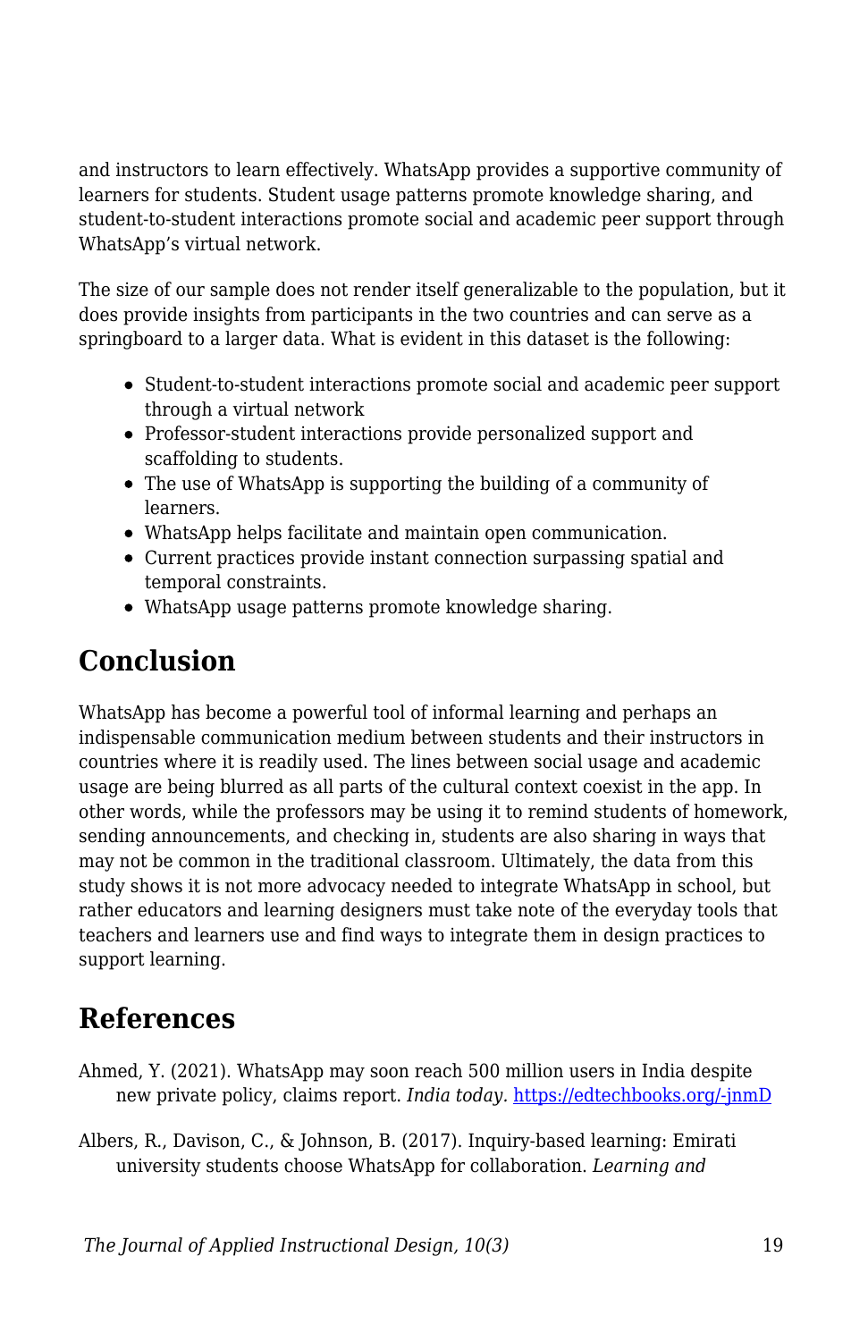and instructors to learn effectively. WhatsApp provides a supportive community of learners for students. Student usage patterns promote knowledge sharing, and student-to-student interactions promote social and academic peer support through WhatsApp's virtual network.

The size of our sample does not render itself generalizable to the population, but it does provide insights from participants in the two countries and can serve as a springboard to a larger data. What is evident in this dataset is the following:

- Student-to-student interactions promote social and academic peer support through a virtual network
- Professor-student interactions provide personalized support and scaffolding to students.
- The use of WhatsApp is supporting the building of a community of learners.
- WhatsApp helps facilitate and maintain open communication.
- Current practices provide instant connection surpassing spatial and temporal constraints.
- WhatsApp usage patterns promote knowledge sharing.

## Conclusion

WhatsApp has become a powerful tool of informal learning and perhaps an indispensable communication medium between students and their instructors in countries where it is readily used. The lines between social usage and academic usage are being blurred as all parts of the cultural context coexist in the app. In other words, while the professors may be using it to remind students of homework, sending announcements, and checking in, students are also sharing in ways that may not be common in the traditional classroom. Ultimately, the data from this study shows it is not more advocacy needed to integrate WhatsApp in school, but rather educators and learning designers must take note of the everyday tools that teachers and learners use and find ways to integrate them in design practices to support learning.

## References

Ahmed, Y. (2021). WhatsApp may soon reach 500 million users in India despite new private policy, claims report. *India today.* [https://edtechbooks.org/-jnmD](https://edtechbooks.org/-jnmD)

Albers, R., Davison, C., & Johnson, B. (2017). Inquiry-based learning: Emirati university students choose WhatsApp for collaboration. *Learning and*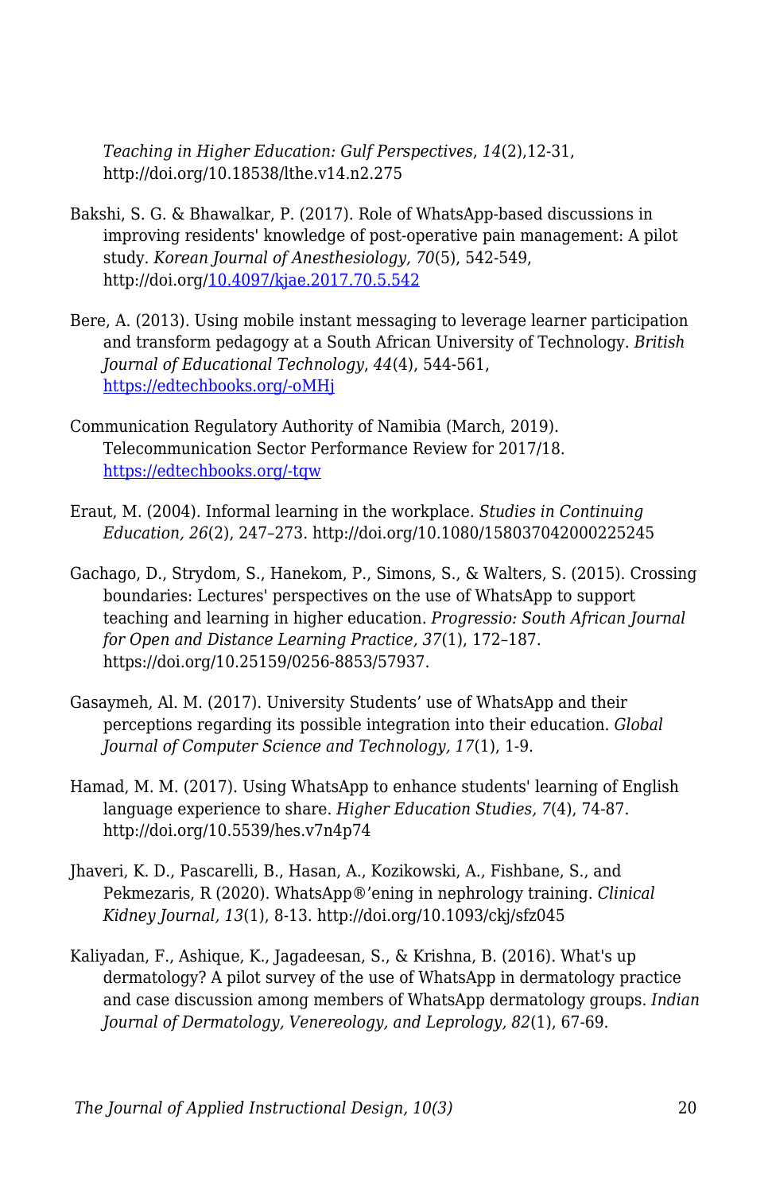*Teaching in Higher Education: Gulf Perspectives*, *14*(2),12-31, http://doi.org/10.18538/lthe.v14.n2.275

Bakshi, S. G. & Bhawalkar, P. (2017). Role of WhatsApp-based discussions in improving residents' knowledge of post-operative pain management: A pilot study. *Korean Journal of Anesthesiology, 70*(5), 542-549, http://doi.org/10.4097/kjae.2017.70.5.542

Bere, A. (2013). Using mobile instant messaging to leverage learner participation and transform pedagogy at a South African University of Technology. *British Journal of Educational Technology*, *44*(4), 544-561, https://edtechbooks.org/-oMHj

Communication Regulatory Authority of Namibia (March, 2019). Telecommunication Sector Performance Review for 2017/18. https://edtechbooks.org/-tqw

Eraut, M. (2004). Informal learning in the workplace. *Studies in Continuing Education, 26*(2), 247–273. http://doi.org/10.1080/158037042000225245

Gachago, D., Strydom, S., Hanekom, P., Simons, S., & Walters, S. (2015). Crossing boundaries: Lectures' perspectives on the use of WhatsApp to support teaching and learning in higher education. *Progressio: South African Journal for Open and Distance Learning Practice, 37*(1), 172–187. https://doi.org/10.25159/0256-8853/57937.

Gasaymeh, Al. M. (2017). University Students' use of WhatsApp and their perceptions regarding its possible integration into their education. *Global Journal of Computer Science and Technology, 17*(1), 1-9.

Hamad, M. M. (2017). Using WhatsApp to enhance students' learning of English language experience to share. *Higher Education Studies, 7*(4), 74-87. http://doi.org/10.5539/hes.v7n4p74

Jhaveri, K. D., Pascarelli, B., Hasan, A., Kozikowski, A., Fishbane, S., and Pekmezaris, R (2020). WhatsApp®'ening in nephrology training. *Clinical Kidney Journal, 13*(1), 8-13. http://doi.org/10.1093/ckj/sfz045

Kaliyadan, F., Ashique, K., Jagadeesan, S., & Krishna, B. (2016). What's up dermatology? A pilot survey of the use of WhatsApp in dermatology practice and case discussion among members of WhatsApp dermatology groups. *Indian Journal of Dermatology, Venereology, and Leprology, 82*(1), 67-69.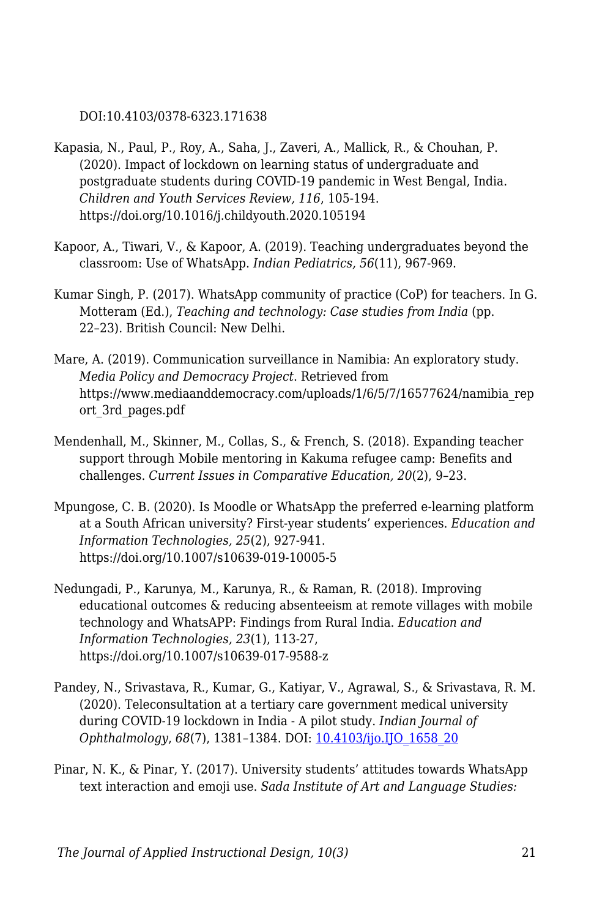DOI:10.4103/0378-6323.171638

Kapasia, N., Paul, P., Roy, A., Saha, J., Zaveri, A., Mallick, R., & Chouhan, P. (2020). Impact of lockdown on learning status of undergraduate and postgraduate students during COVID-19 pandemic in West Bengal, India. *Children and Youth Services Review, 116*, 105-194. https://doi.org/10.1016/j.childyouth.2020.105194

Kapoor, A., Tiwari, V., & Kapoor, A. (2019). Teaching undergraduates beyond the classroom: Use of WhatsApp. *Indian Pediatrics, 56*(11), 967-969.

Kumar Singh, P. (2017). WhatsApp community of practice (CoP) for teachers. In G. Motteram (Ed.), *Teaching and technology: Case studies from India* (pp. 22–23). British Council: New Delhi.

Mare, A. (2019). Communication surveillance in Namibia: An exploratory study. *Media Policy and Democracy Project*. Retrieved from https://www.mediaanddemocracy.com/uploads/1/6/5/7/16577624/namibia_report_3rd_pages.pdf

Mendenhall, M., Skinner, M., Collas, S., & French, S. (2018). Expanding teacher support through Mobile mentoring in Kakuma refugee camp: Benefits and challenges. *Current Issues in Comparative Education, 20*(2), 9–23.

Mpungose, C. B. (2020). Is Moodle or WhatsApp the preferred e-learning platform at a South African university? First-year students' experiences. *Education and Information Technologies, 25*(2), 927-941. https://doi.org/10.1007/s10639-019-10005-5

Nedungadi, P., Karunya, M., Karunya, R., & Raman, R. (2018). Improving educational outcomes & reducing absenteeism at remote villages with mobile technology and WhatsAPP: Findings from Rural India. *Education and Information Technologies, 23*(1), 113-27, https://doi.org/10.1007/s10639-017-9588-z

Pandey, N., Srivastava, R., Kumar, G., Katiyar, V., Agrawal, S., & Srivastava, R. M. (2020). Teleconsultation at a tertiary care government medical university during COVID-19 lockdown in India - A pilot study. *Indian Journal of Ophthalmology*, *68*(7), 1381–1384. DOI: 10.4103/ijo.IJO_1658_20

Pinar, N. K., & Pinar, Y. (2017). University students' attitudes towards WhatsApp text interaction and emoji use. *Sada Institute of Art and Language Studies:*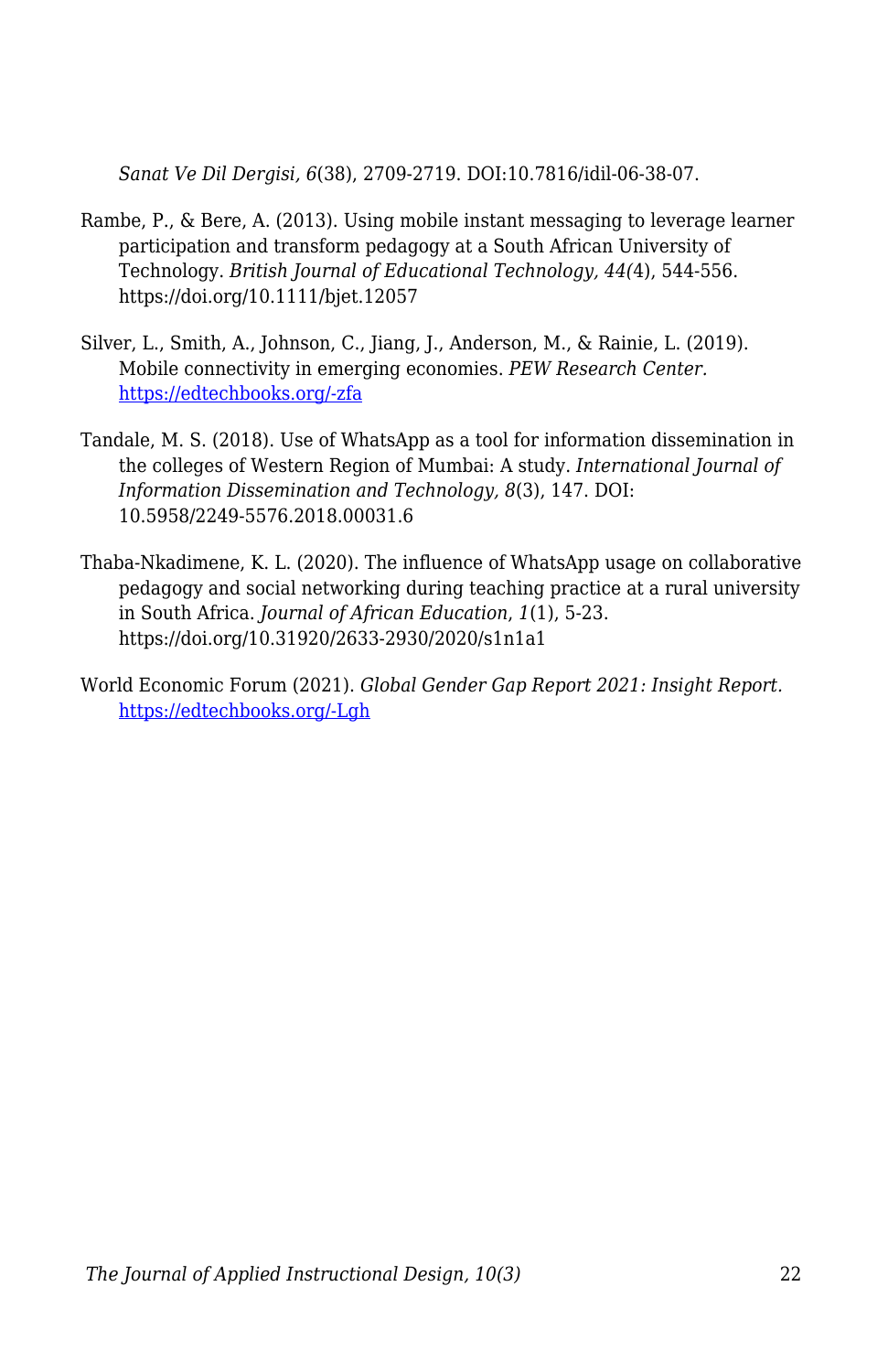*Sanat Ve Dil Dergisi, 6*(38), 2709-2719. DOI:10.7816/idil-06-38-07.

Rambe, P., & Bere, A. (2013). Using mobile instant messaging to leverage learner participation and transform pedagogy at a South African University of Technology. *British Journal of Educational Technology, 44(*4), 544-556. https://doi.org/10.1111/bjet.12057

Silver, L., Smith, A., Johnson, C., Jiang, J., Anderson, M., & Rainie, L. (2019). Mobile connectivity in emerging economies. *PEW Research Center.* [https://edtechbooks.org/-zfa](https://edtechbooks.org/-zfa)

Tandale, M. S. (2018). Use of WhatsApp as a tool for information dissemination in the colleges of Western Region of Mumbai: A study. *International Journal of Information Dissemination and Technology, 8*(3), 147. DOI: 10.5958/2249-5576.2018.00031.6

Thaba-Nkadimene, K. L. (2020). The influence of WhatsApp usage on collaborative pedagogy and social networking during teaching practice at a rural university in South Africa. *Journal of African Education*, *1*(1), 5-23. https://doi.org/10.31920/2633-2930/2020/s1n1a1

World Economic Forum (2021). *Global Gender Gap Report 2021: Insight Report.* [https://edtechbooks.org/-Lgh](https://edtechbooks.org/-Lgh)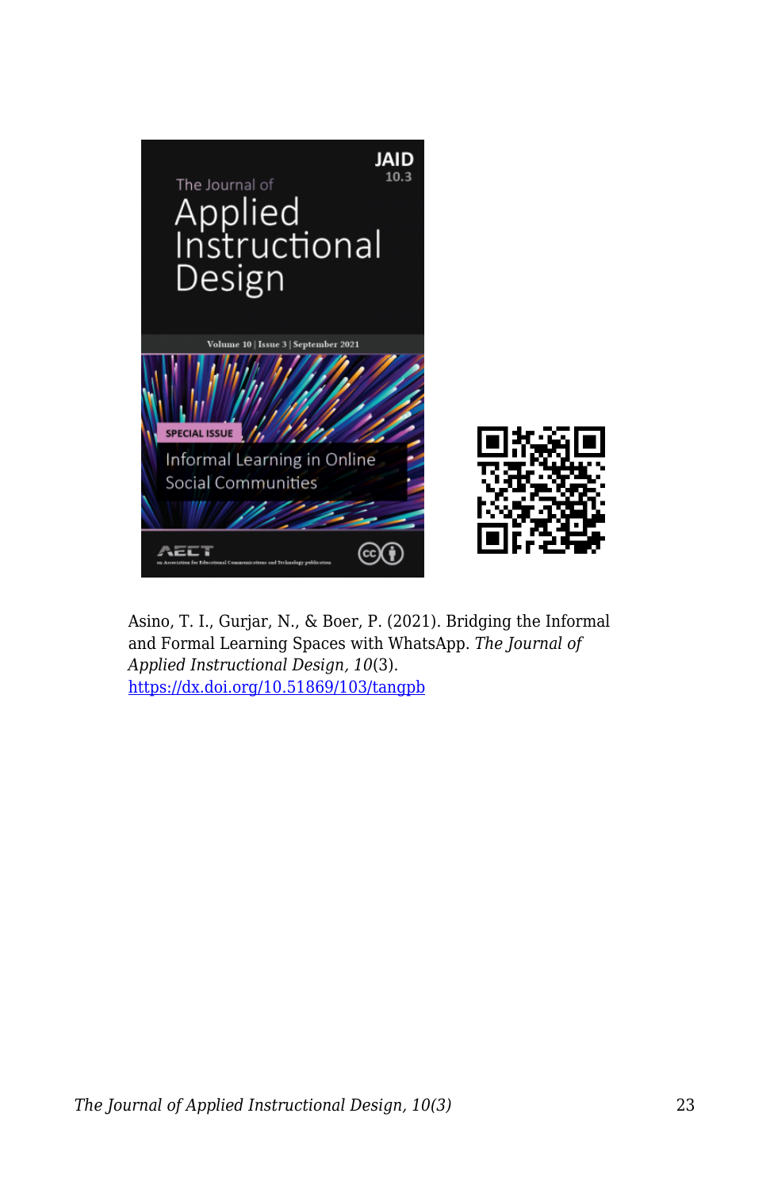Asino, T. I., Gurjar, N., & Boer, P. (2021). Bridging the Informal and Formal Learning Spaces with WhatsApp. *The Journal of Applied Instructional Design, 10*(3). https://dx.doi.org/10.51869/103/tangpb